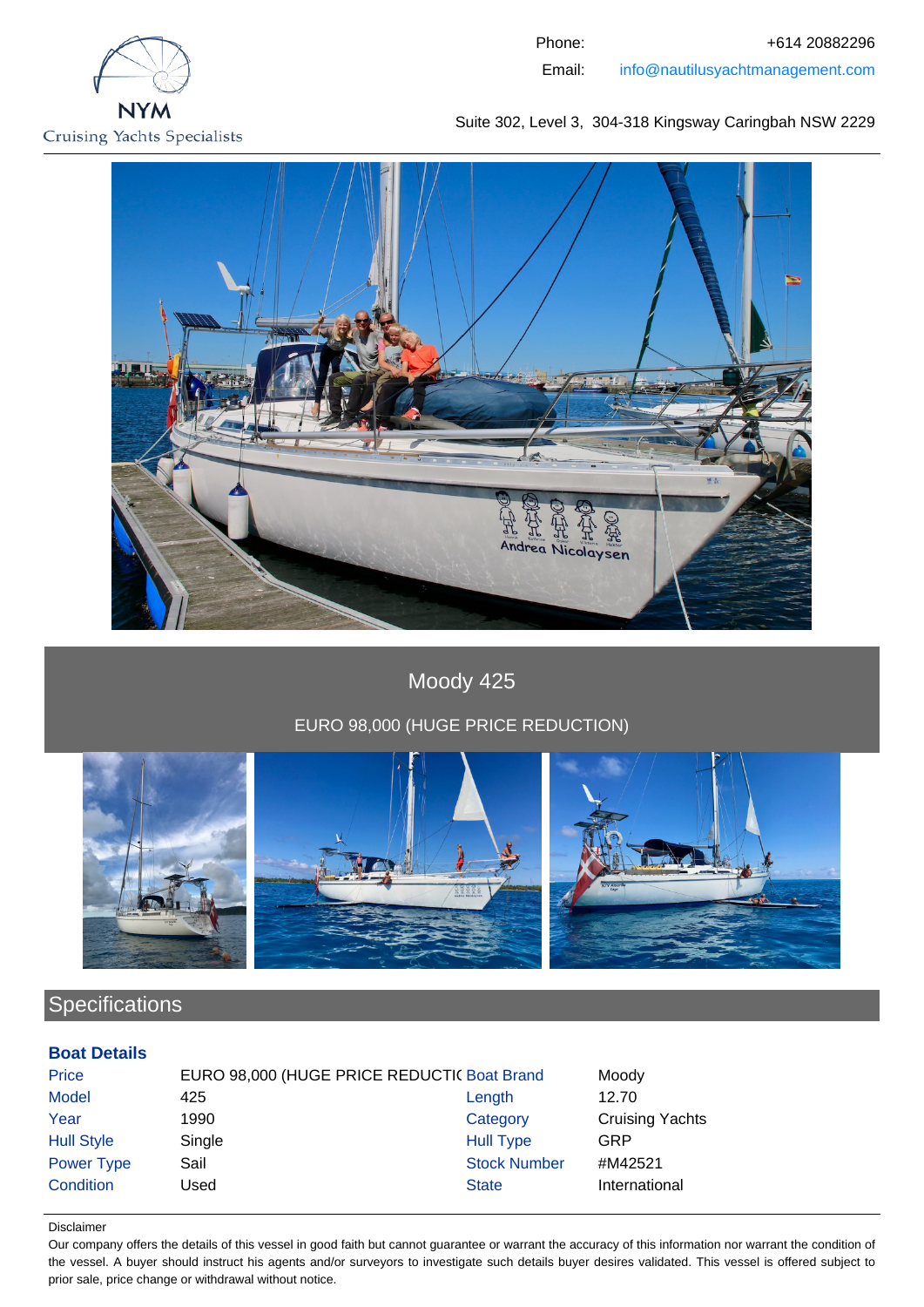NYM
Cruising Yachts Specialists

Phone: +614 20882296
Email: info@nautilusyachtmanagement.com

Suite 302, Level 3, 304-318 Kingsway Caringbah NSW 2229

# Moody 425

EURO 98,000 (HUGE PRICE REDUCTION)

## Specifications

### Boat Details

| | | | |
|---|---|---|---|
| Price | EURO 98,000 (HUGE PRICE REDUCTI( | Boat Brand | Moody |
| Model | 425 | Length | 12.70 |
| Year | 1990 | Category | Cruising Yachts |
| Hull Style | Single | Hull Type | GRP |
| Power Type | Sail | Stock Number | #M42521 |
| Condition | Used | State | International |

Disclaimer

Our company offers the details of this vessel in good faith but cannot guarantee or warrant the accuracy of this information nor warrant the condition of the vessel. A buyer should instruct his agents and/or surveyors to investigate such details buyer desires validated. This vessel is offered subject to prior sale, price change or withdrawal without notice.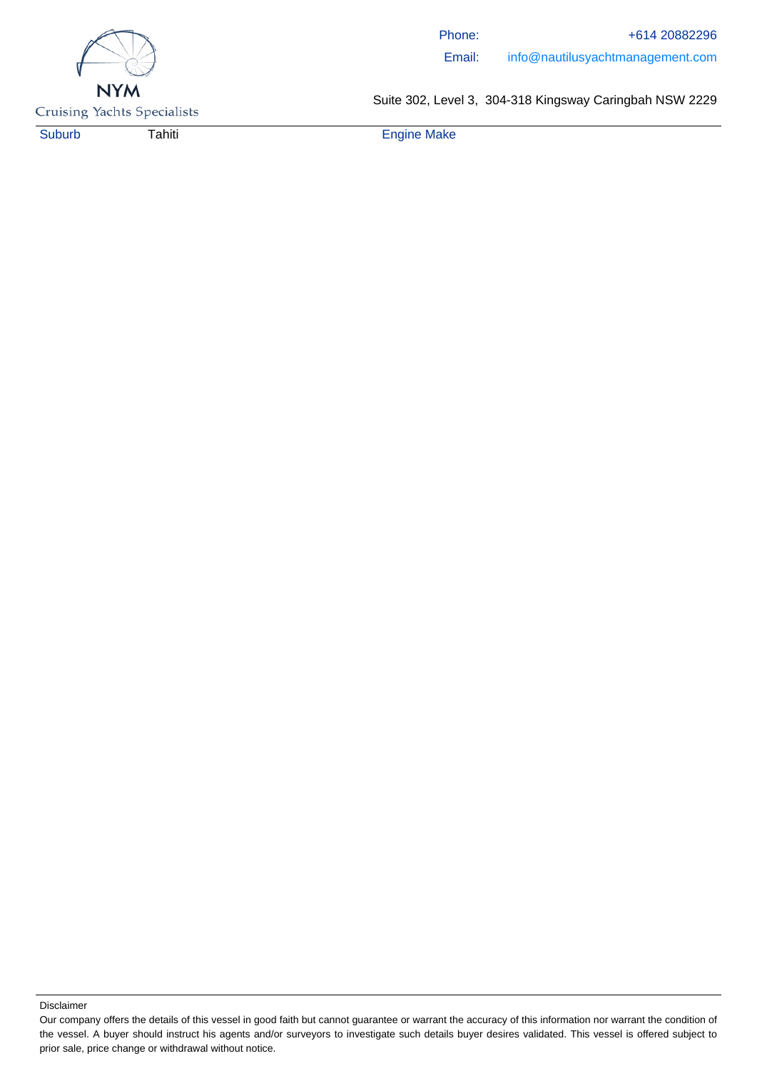| | | | |
|---|---|---|---|
| Suburb | Tahiti | Engine Make | |

Disclaimer

Our company offers the details of this vessel in good faith but cannot guarantee or warrant the accuracy of this information nor warrant the condition of the vessel. A buyer should instruct his agents and/or surveyors to investigate such details buyer desires validated. This vessel is offered subject to prior sale, price change or withdrawal without notice.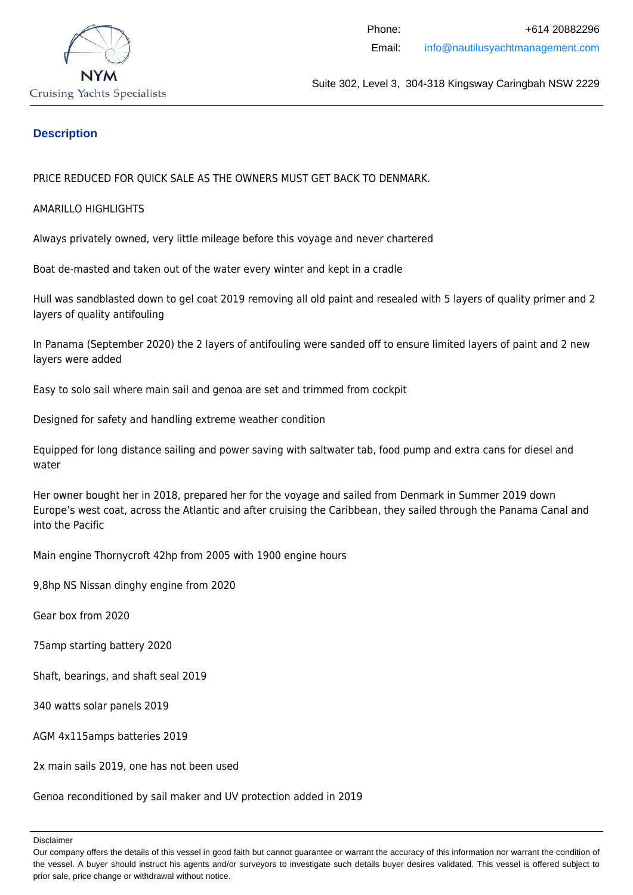## Description

PRICE REDUCED FOR QUICK SALE AS THE OWNERS MUST GET BACK TO DENMARK.

AMARILLO HIGHLIGHTS

Always privately owned, very little mileage before this voyage and never chartered

Boat de-masted and taken out of the water every winter and kept in a cradle

Hull was sandblasted down to gel coat 2019 removing all old paint and resealed with 5 layers of quality primer and 2 layers of quality antifouling

In Panama (September 2020) the 2 layers of antifouling were sanded off to ensure limited layers of paint and 2 new layers were added

Easy to solo sail where main sail and genoa are set and trimmed from cockpit

Designed for safety and handling extreme weather condition

Equipped for long distance sailing and power saving with saltwater tab, food pump and extra cans for diesel and water

Her owner bought her in 2018, prepared her for the voyage and sailed from Denmark in Summer 2019 down Europe's west coat, across the Atlantic and after cruising the Caribbean, they sailed through the Panama Canal and into the Pacific

Main engine Thornycroft 42hp from 2005 with 1900 engine hours

9,8hp NS Nissan dinghy engine from 2020

Gear box from 2020

75amp starting battery 2020

Shaft, bearings, and shaft seal 2019

340 watts solar panels 2019

AGM 4x115amps batteries 2019

2x main sails 2019, one has not been used

Genoa reconditioned by sail maker and UV protection added in 2019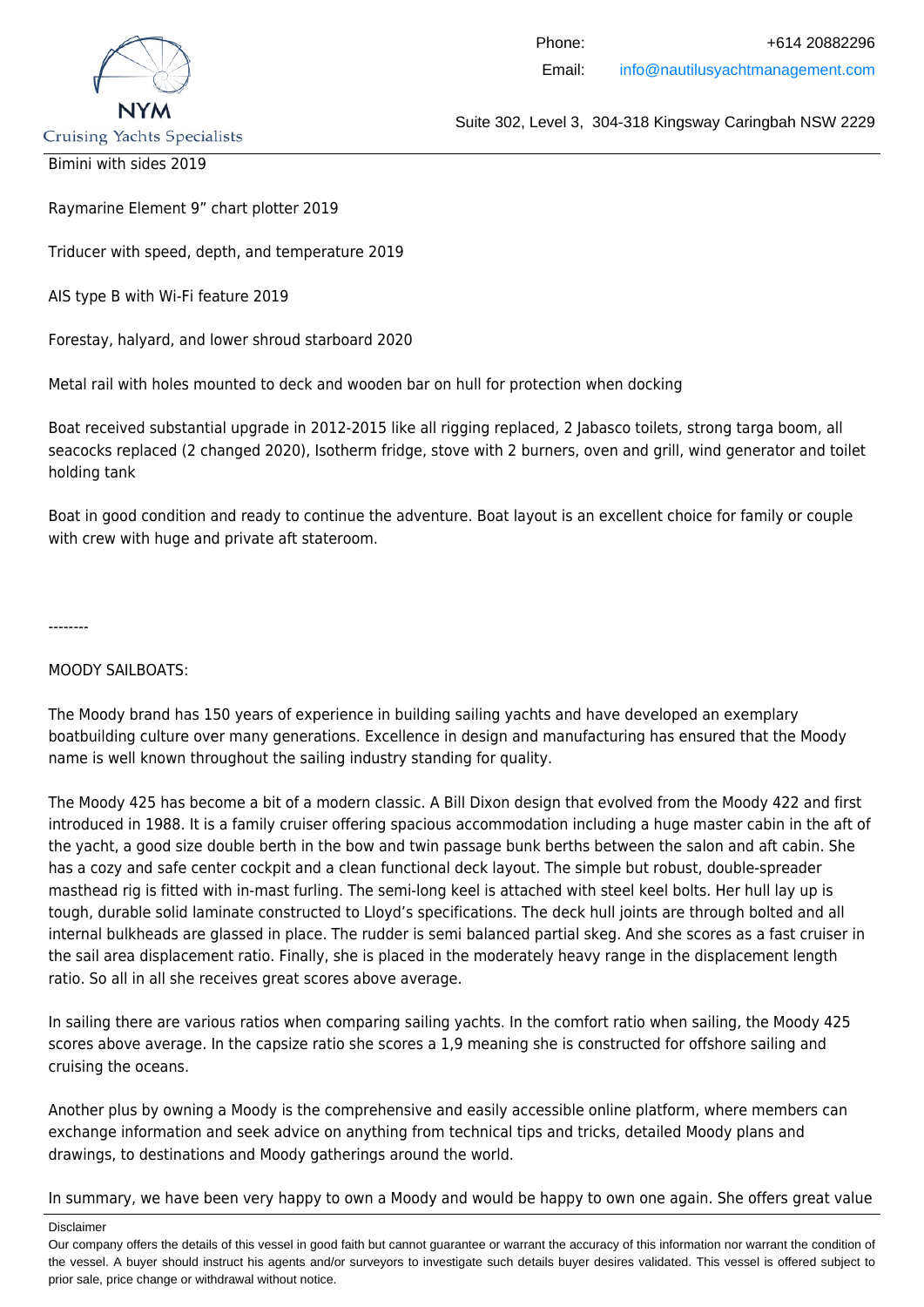Bimini with sides 2019

Raymarine Element 9” chart plotter 2019

Triducer with speed, depth, and temperature 2019

AIS type B with Wi-Fi feature 2019

Forestay, halyard, and lower shroud starboard 2020

Metal rail with holes mounted to deck and wooden bar on hull for protection when docking

Boat received substantial upgrade in 2012-2015 like all rigging replaced, 2 Jabasco toilets, strong targa boom, all seacocks replaced (2 changed 2020), Isotherm fridge, stove with 2 burners, oven and grill, wind generator and toilet holding tank

Boat in good condition and ready to continue the adventure. Boat layout is an excellent choice for family or couple with crew with huge and private aft stateroom.

--------

MOODY SAILBOATS:

The Moody brand has 150 years of experience in building sailing yachts and have developed an exemplary boatbuilding culture over many generations. Excellence in design and manufacturing has ensured that the Moody name is well known throughout the sailing industry standing for quality.

The Moody 425 has become a bit of a modern classic. A Bill Dixon design that evolved from the Moody 422 and first introduced in 1988. It is a family cruiser offering spacious accommodation including a huge master cabin in the aft of the yacht, a good size double berth in the bow and twin passage bunk berths between the salon and aft cabin. She has a cozy and safe center cockpit and a clean functional deck layout. The simple but robust, double-spreader masthead rig is fitted with in-mast furling. The semi-long keel is attached with steel keel bolts. Her hull lay up is tough, durable solid laminate constructed to Lloyd’s specifications. The deck hull joints are through bolted and all internal bulkheads are glassed in place. The rudder is semi balanced partial skeg. And she scores as a fast cruiser in the sail area displacement ratio. Finally, she is placed in the moderately heavy range in the displacement length ratio. So all in all she receives great scores above average.

In sailing there are various ratios when comparing sailing yachts. In the comfort ratio when sailing, the Moody 425 scores above average. In the capsize ratio she scores a 1,9 meaning she is constructed for offshore sailing and cruising the oceans.

Another plus by owning a Moody is the comprehensive and easily accessible online platform, where members can exchange information and seek advice on anything from technical tips and tricks, detailed Moody plans and drawings, to destinations and Moody gatherings around the world.

In summary, we have been very happy to own a Moody and would be happy to own one again. She offers great value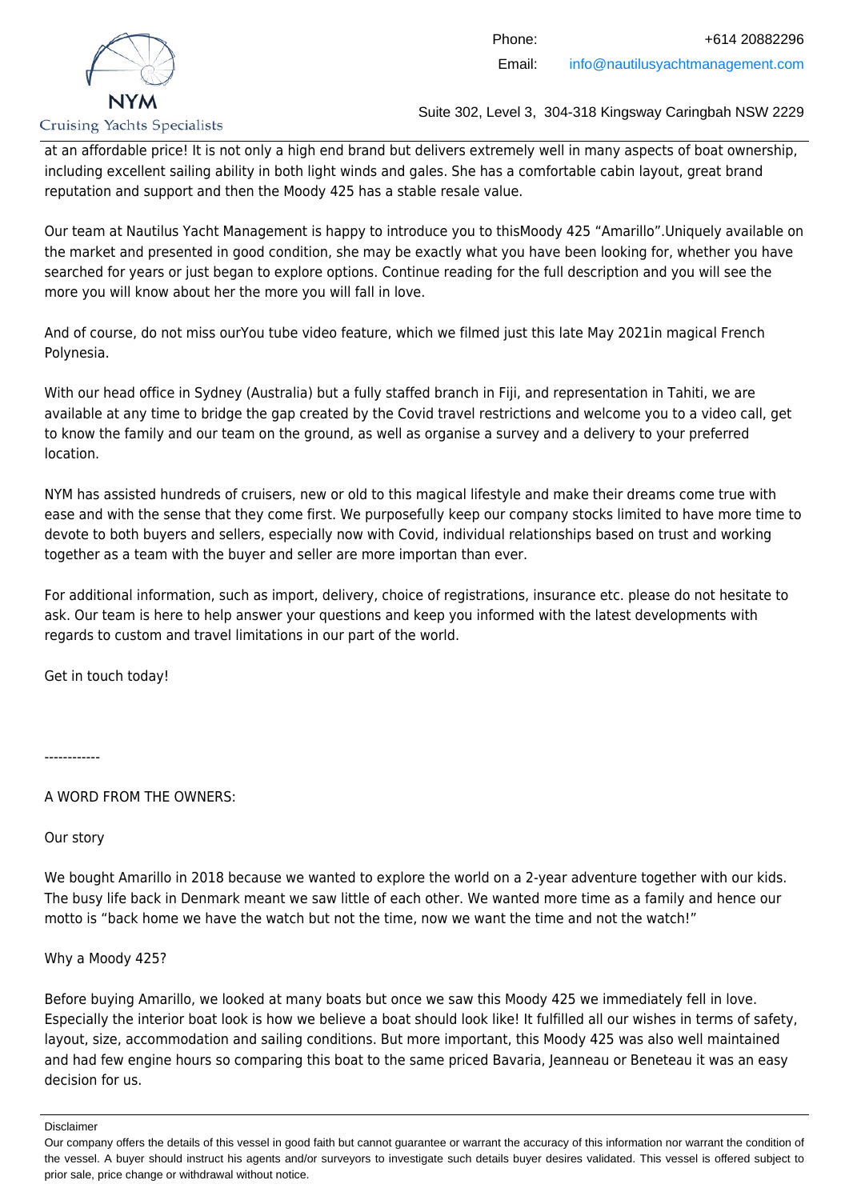at an affordable price! It is not only a high end brand but delivers extremely well in many aspects of boat ownership, including excellent sailing ability in both light winds and gales. She has a comfortable cabin layout, great brand reputation and support and then the Moody 425 has a stable resale value.

Our team at Nautilus Yacht Management is happy to introduce you to thisMoody 425 “Amarillo”.Uniquely available on the market and presented in good condition, she may be exactly what you have been looking for, whether you have searched for years or just began to explore options. Continue reading for the full description and you will see the more you will know about her the more you will fall in love.

And of course, do not miss ourYou tube video feature, which we filmed just this late May 2021in magical French Polynesia.

With our head office in Sydney (Australia) but a fully staffed branch in Fiji, and representation in Tahiti, we are available at any time to bridge the gap created by the Covid travel restrictions and welcome you to a video call, get to know the family and our team on the ground, as well as organise a survey and a delivery to your preferred location.

NYM has assisted hundreds of cruisers, new or old to this magical lifestyle and make their dreams come true with ease and with the sense that they come first. We purposefully keep our company stocks limited to have more time to devote to both buyers and sellers, especially now with Covid, individual relationships based on trust and working together as a team with the buyer and seller are more importan than ever.

For additional information, such as import, delivery, choice of registrations, insurance etc. please do not hesitate to ask. Our team is here to help answer your questions and keep you informed with the latest developments with regards to custom and travel limitations in our part of the world.

Get in touch today!

------------

A WORD FROM THE OWNERS:

Our story

We bought Amarillo in 2018 because we wanted to explore the world on a 2-year adventure together with our kids. The busy life back in Denmark meant we saw little of each other. We wanted more time as a family and hence our motto is “back home we have the watch but not the time, now we want the time and not the watch!”

Why a Moody 425?

Before buying Amarillo, we looked at many boats but once we saw this Moody 425 we immediately fell in love. Especially the interior boat look is how we believe a boat should look like! It fulfilled all our wishes in terms of safety, layout, size, accommodation and sailing conditions. But more important, this Moody 425 was also well maintained and had few engine hours so comparing this boat to the same priced Bavaria, Jeanneau or Beneteau it was an easy decision for us.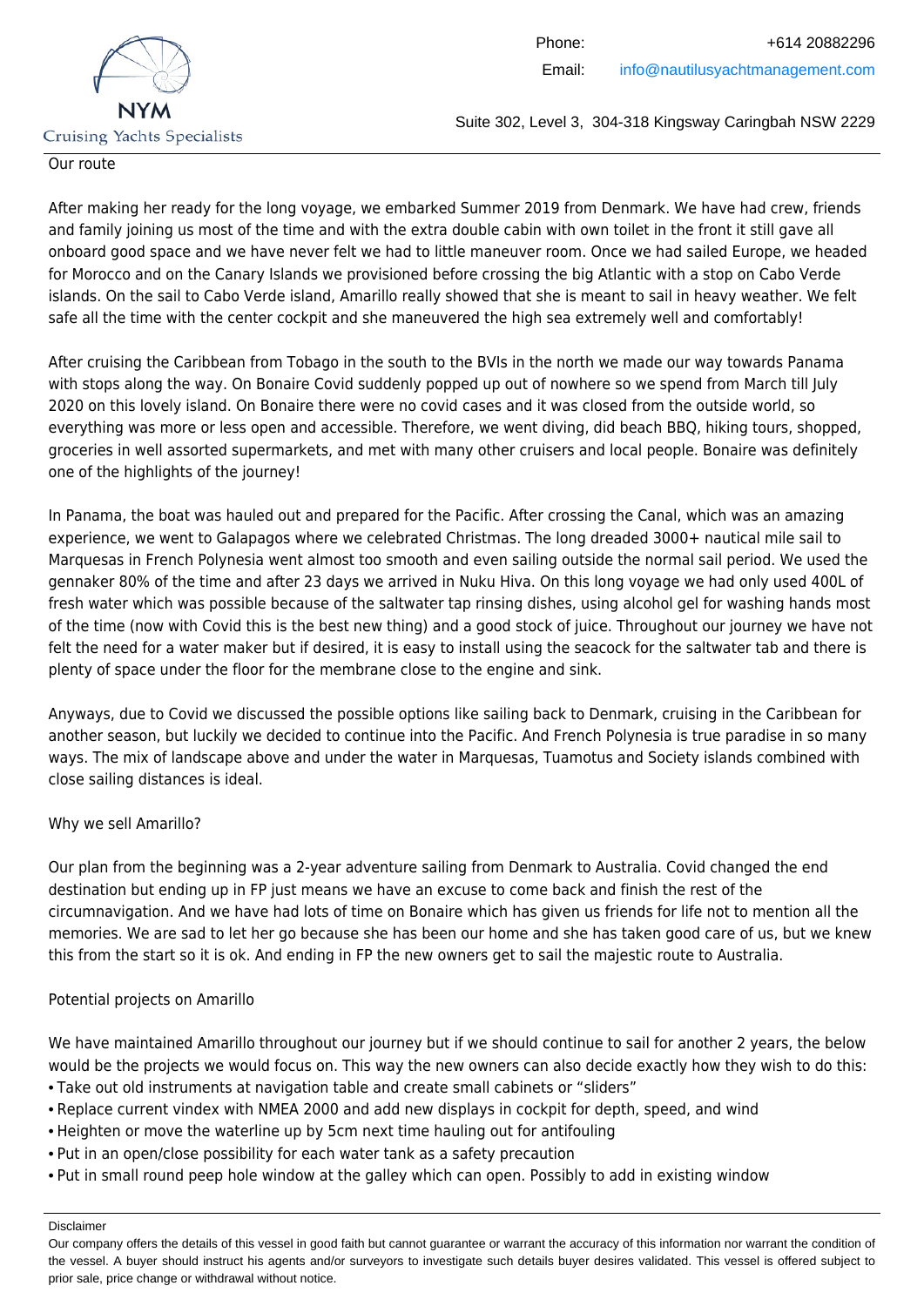Our route

After making her ready for the long voyage, we embarked Summer 2019 from Denmark. We have had crew, friends and family joining us most of the time and with the extra double cabin with own toilet in the front it still gave all onboard good space and we have never felt we had to little maneuver room. Once we had sailed Europe, we headed for Morocco and on the Canary Islands we provisioned before crossing the big Atlantic with a stop on Cabo Verde islands. On the sail to Cabo Verde island, Amarillo really showed that she is meant to sail in heavy weather. We felt safe all the time with the center cockpit and she maneuvered the high sea extremely well and comfortably!

After cruising the Caribbean from Tobago in the south to the BVIs in the north we made our way towards Panama with stops along the way. On Bonaire Covid suddenly popped up out of nowhere so we spend from March till July 2020 on this lovely island. On Bonaire there were no covid cases and it was closed from the outside world, so everything was more or less open and accessible. Therefore, we went diving, did beach BBQ, hiking tours, shopped, groceries in well assorted supermarkets, and met with many other cruisers and local people. Bonaire was definitely one of the highlights of the journey!

In Panama, the boat was hauled out and prepared for the Pacific. After crossing the Canal, which was an amazing experience, we went to Galapagos where we celebrated Christmas. The long dreaded 3000+ nautical mile sail to Marquesas in French Polynesia went almost too smooth and even sailing outside the normal sail period. We used the gennaker 80% of the time and after 23 days we arrived in Nuku Hiva. On this long voyage we had only used 400L of fresh water which was possible because of the saltwater tap rinsing dishes, using alcohol gel for washing hands most of the time (now with Covid this is the best new thing) and a good stock of juice. Throughout our journey we have not felt the need for a water maker but if desired, it is easy to install using the seacock for the saltwater tab and there is plenty of space under the floor for the membrane close to the engine and sink.

Anyways, due to Covid we discussed the possible options like sailing back to Denmark, cruising in the Caribbean for another season, but luckily we decided to continue into the Pacific. And French Polynesia is true paradise in so many ways. The mix of landscape above and under the water in Marquesas, Tuamotus and Society islands combined with close sailing distances is ideal.

Why we sell Amarillo?

Our plan from the beginning was a 2-year adventure sailing from Denmark to Australia. Covid changed the end destination but ending up in FP just means we have an excuse to come back and finish the rest of the circumnavigation. And we have had lots of time on Bonaire which has given us friends for life not to mention all the memories. We are sad to let her go because she has been our home and she has taken good care of us, but we knew this from the start so it is ok. And ending in FP the new owners get to sail the majestic route to Australia.

Potential projects on Amarillo

We have maintained Amarillo throughout our journey but if we should continue to sail for another 2 years, the below would be the projects we would focus on. This way the new owners can also decide exactly how they wish to do this:

- Take out old instruments at navigation table and create small cabinets or "sliders"
- Replace current vindex with NMEA 2000 and add new displays in cockpit for depth, speed, and wind
- Heighten or move the waterline up by 5cm next time hauling out for antifouling
- Put in an open/close possibility for each water tank as a safety precaution
- Put in small round peep hole window at the galley which can open. Possibly to add in existing window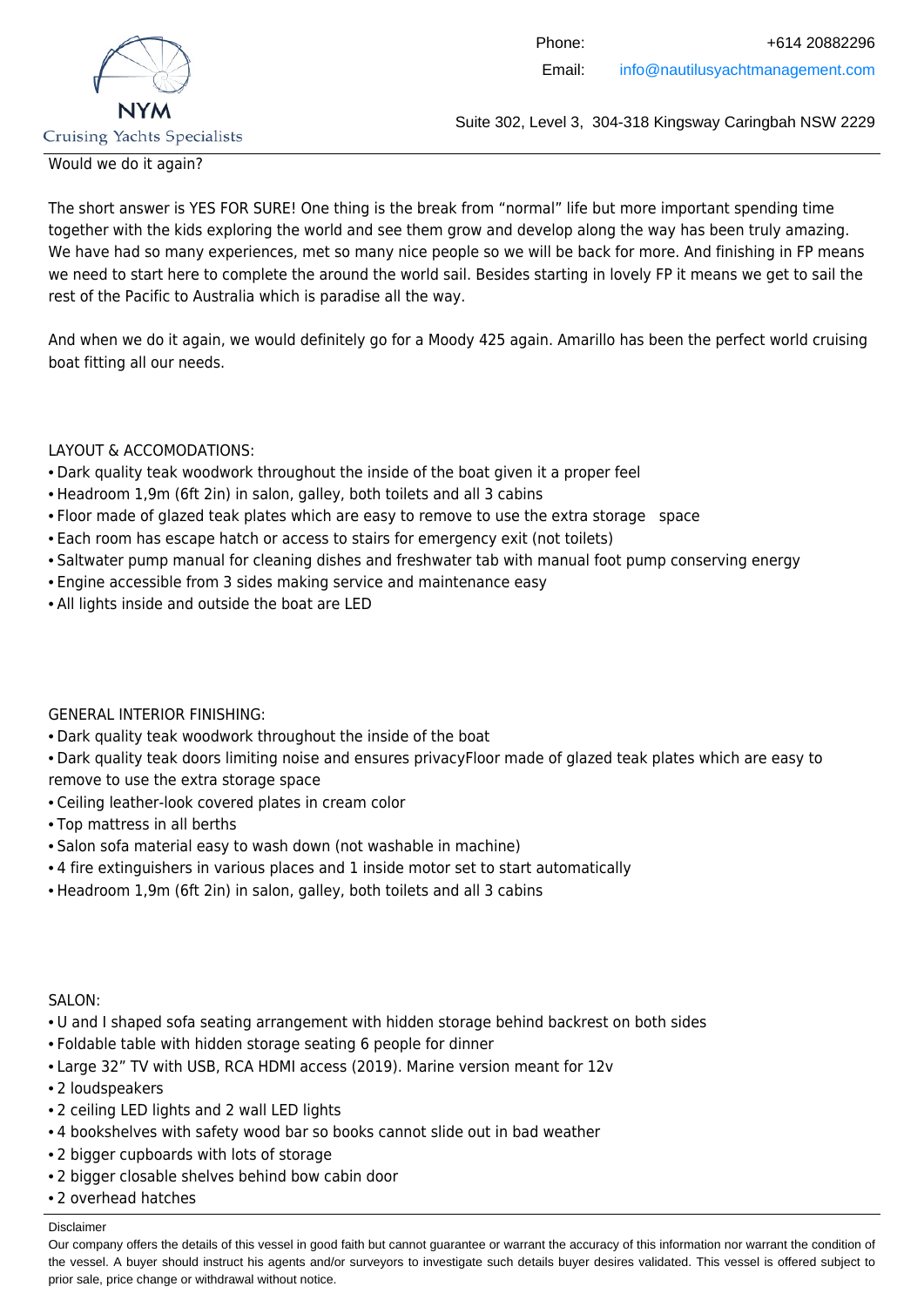Would we do it again?

The short answer is YES FOR SURE! One thing is the break from "normal" life but more important spending time together with the kids exploring the world and see them grow and develop along the way has been truly amazing. We have had so many experiences, met so many nice people so we will be back for more. And finishing in FP means we need to start here to complete the around the world sail. Besides starting in lovely FP it means we get to sail the rest of the Pacific to Australia which is paradise all the way.

And when we do it again, we would definitely go for a Moody 425 again. Amarillo has been the perfect world cruising boat fitting all our needs.

LAYOUT & ACCOMODATIONS:

- Dark quality teak woodwork throughout the inside of the boat given it a proper feel
- Headroom 1,9m (6ft 2in) in salon, galley, both toilets and all 3 cabins
- Floor made of glazed teak plates which are easy to remove to use the extra storage space
- Each room has escape hatch or access to stairs for emergency exit (not toilets)
- Saltwater pump manual for cleaning dishes and freshwater tab with manual foot pump conserving energy
- Engine accessible from 3 sides making service and maintenance easy
- All lights inside and outside the boat are LED

GENERAL INTERIOR FINISHING:

- Dark quality teak woodwork throughout the inside of the boat
- Dark quality teak doors limiting noise and ensures privacyFloor made of glazed teak plates which are easy to remove to use the extra storage space
- Ceiling leather-look covered plates in cream color
- Top mattress in all berths
- Salon sofa material easy to wash down (not washable in machine)
- 4 fire extinguishers in various places and 1 inside motor set to start automatically
- Headroom 1,9m (6ft 2in) in salon, galley, both toilets and all 3 cabins

SALON:

- U and I shaped sofa seating arrangement with hidden storage behind backrest on both sides
- Foldable table with hidden storage seating 6 people for dinner
- Large 32" TV with USB, RCA HDMI access (2019). Marine version meant for 12v
- 2 loudspeakers
- 2 ceiling LED lights and 2 wall LED lights
- 4 bookshelves with safety wood bar so books cannot slide out in bad weather
- 2 bigger cupboards with lots of storage
- 2 bigger closable shelves behind bow cabin door
- 2 overhead hatches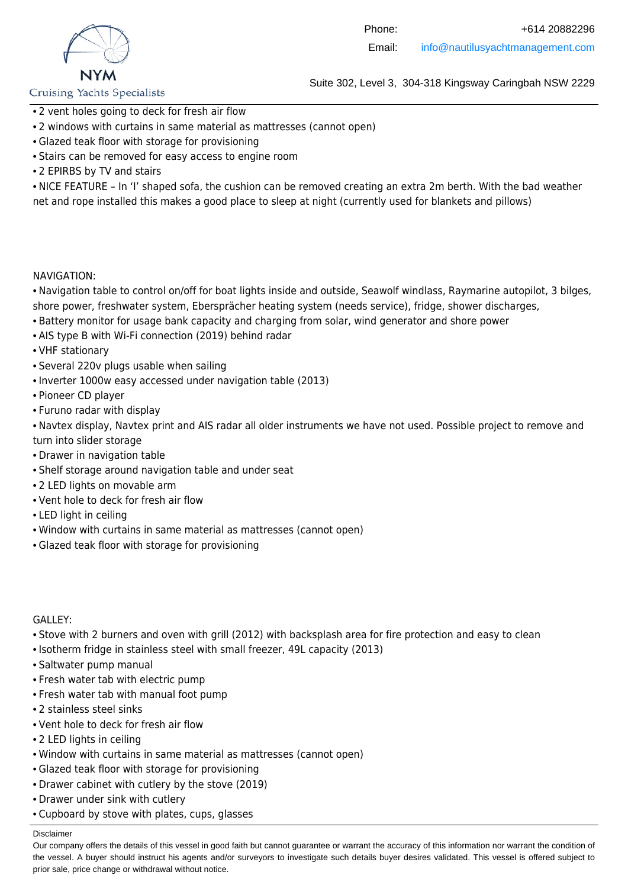- 2 vent holes going to deck for fresh air flow
- 2 windows with curtains in same material as mattresses (cannot open)
- Glazed teak floor with storage for provisioning
- Stairs can be removed for easy access to engine room
- 2 EPIRBS by TV and stairs
- NICE FEATURE – In 'I' shaped sofa, the cushion can be removed creating an extra 2m berth. With the bad weather net and rope installed this makes a good place to sleep at night (currently used for blankets and pillows)

NAVIGATION:

- Navigation table to control on/off for boat lights inside and outside, Seawolf windlass, Raymarine autopilot, 3 bilges, shore power, freshwater system, Ebersprächer heating system (needs service), fridge, shower discharges,
- Battery monitor for usage bank capacity and charging from solar, wind generator and shore power
- AIS type B with Wi-Fi connection (2019) behind radar
- VHF stationary
- Several 220v plugs usable when sailing
- Inverter 1000w easy accessed under navigation table (2013)
- Pioneer CD player
- Furuno radar with display
- Navtex display, Navtex print and AIS radar all older instruments we have not used. Possible project to remove and turn into slider storage
- Drawer in navigation table
- Shelf storage around navigation table and under seat
- 2 LED lights on movable arm
- Vent hole to deck for fresh air flow
- LED light in ceiling
- Window with curtains in same material as mattresses (cannot open)
- Glazed teak floor with storage for provisioning

GALLEY:

- Stove with 2 burners and oven with grill (2012) with backsplash area for fire protection and easy to clean
- Isotherm fridge in stainless steel with small freezer, 49L capacity (2013)
- Saltwater pump manual
- Fresh water tab with electric pump
- Fresh water tab with manual foot pump
- 2 stainless steel sinks
- Vent hole to deck for fresh air flow
- 2 LED lights in ceiling
- Window with curtains in same material as mattresses (cannot open)
- Glazed teak floor with storage for provisioning
- Drawer cabinet with cutlery by the stove (2019)
- Drawer under sink with cutlery
- Cupboard by stove with plates, cups, glasses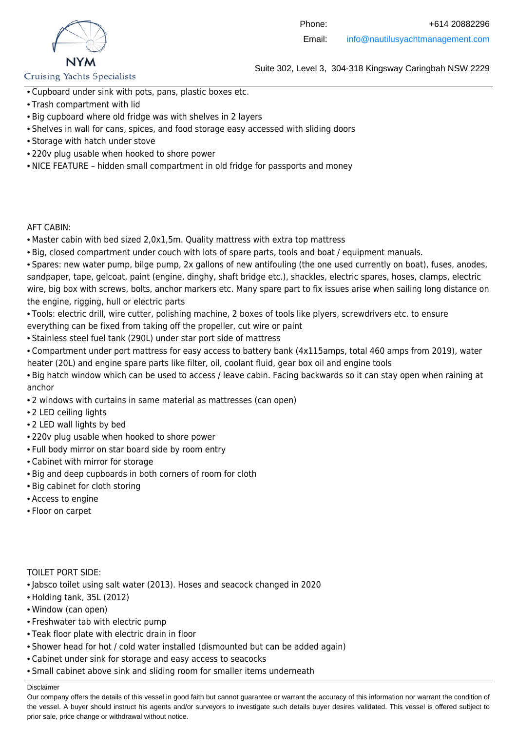- Cupboard under sink with pots, pans, plastic boxes etc.
- Trash compartment with lid
- Big cupboard where old fridge was with shelves in 2 layers
- Shelves in wall for cans, spices, and food storage easy accessed with sliding doors
- Storage with hatch under stove
- 220v plug usable when hooked to shore power
- NICE FEATURE – hidden small compartment in old fridge for passports and money

AFT CABIN:

- Master cabin with bed sized 2,0x1,5m. Quality mattress with extra top mattress
- Big, closed compartment under couch with lots of spare parts, tools and boat / equipment manuals.
- Spares: new water pump, bilge pump, 2x gallons of new antifouling (the one used currently on boat), fuses, anodes, sandpaper, tape, gelcoat, paint (engine, dinghy, shaft bridge etc.), shackles, electric spares, hoses, clamps, electric wire, big box with screws, bolts, anchor markers etc. Many spare part to fix issues arise when sailing long distance on the engine, rigging, hull or electric parts
- Tools: electric drill, wire cutter, polishing machine, 2 boxes of tools like plyers, screwdrivers etc. to ensure everything can be fixed from taking off the propeller, cut wire or paint
- Stainless steel fuel tank (290L) under star port side of mattress
- Compartment under port mattress for easy access to battery bank (4x115amps, total 460 amps from 2019), water heater (20L) and engine spare parts like filter, oil, coolant fluid, gear box oil and engine tools
- Big hatch window which can be used to access / leave cabin. Facing backwards so it can stay open when raining at anchor
- 2 windows with curtains in same material as mattresses (can open)
- 2 LED ceiling lights
- 2 LED wall lights by bed
- 220v plug usable when hooked to shore power
- Full body mirror on star board side by room entry
- Cabinet with mirror for storage
- Big and deep cupboards in both corners of room for cloth
- Big cabinet for cloth storing
- Access to engine
- Floor on carpet

TOILET PORT SIDE:

- Jabsco toilet using salt water (2013). Hoses and seacock changed in 2020
- Holding tank, 35L (2012)
- Window (can open)
- Freshwater tab with electric pump
- Teak floor plate with electric drain in floor
- Shower head for hot / cold water installed (dismounted but can be added again)
- Cabinet under sink for storage and easy access to seacocks
- Small cabinet above sink and sliding room for smaller items underneath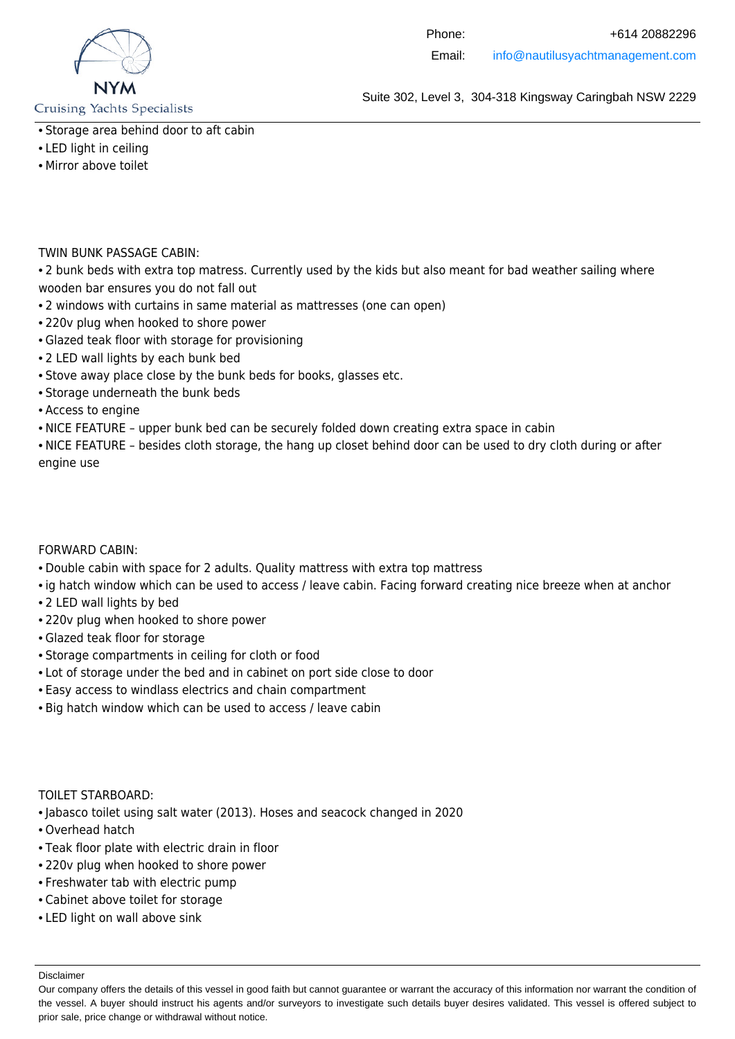- Storage area behind door to aft cabin
- LED light in ceiling
- Mirror above toilet

TWIN BUNK PASSAGE CABIN:

- 2 bunk beds with extra top matress. Currently used by the kids but also meant for bad weather sailing where wooden bar ensures you do not fall out
- 2 windows with curtains in same material as mattresses (one can open)
- 220v plug when hooked to shore power
- Glazed teak floor with storage for provisioning
- 2 LED wall lights by each bunk bed
- Stove away place close by the bunk beds for books, glasses etc.
- Storage underneath the bunk beds
- Access to engine
- NICE FEATURE – upper bunk bed can be securely folded down creating extra space in cabin
- NICE FEATURE – besides cloth storage, the hang up closet behind door can be used to dry cloth during or after engine use

FORWARD CABIN:

- Double cabin with space for 2 adults. Quality mattress with extra top mattress
- ig hatch window which can be used to access / leave cabin. Facing forward creating nice breeze when at anchor
- 2 LED wall lights by bed
- 220v plug when hooked to shore power
- Glazed teak floor for storage
- Storage compartments in ceiling for cloth or food
- Lot of storage under the bed and in cabinet on port side close to door
- Easy access to windlass electrics and chain compartment
- Big hatch window which can be used to access / leave cabin

TOILET STARBOARD:

- Jabasco toilet using salt water (2013). Hoses and seacock changed in 2020
- Overhead hatch
- Teak floor plate with electric drain in floor
- 220v plug when hooked to shore power
- Freshwater tab with electric pump
- Cabinet above toilet for storage
- LED light on wall above sink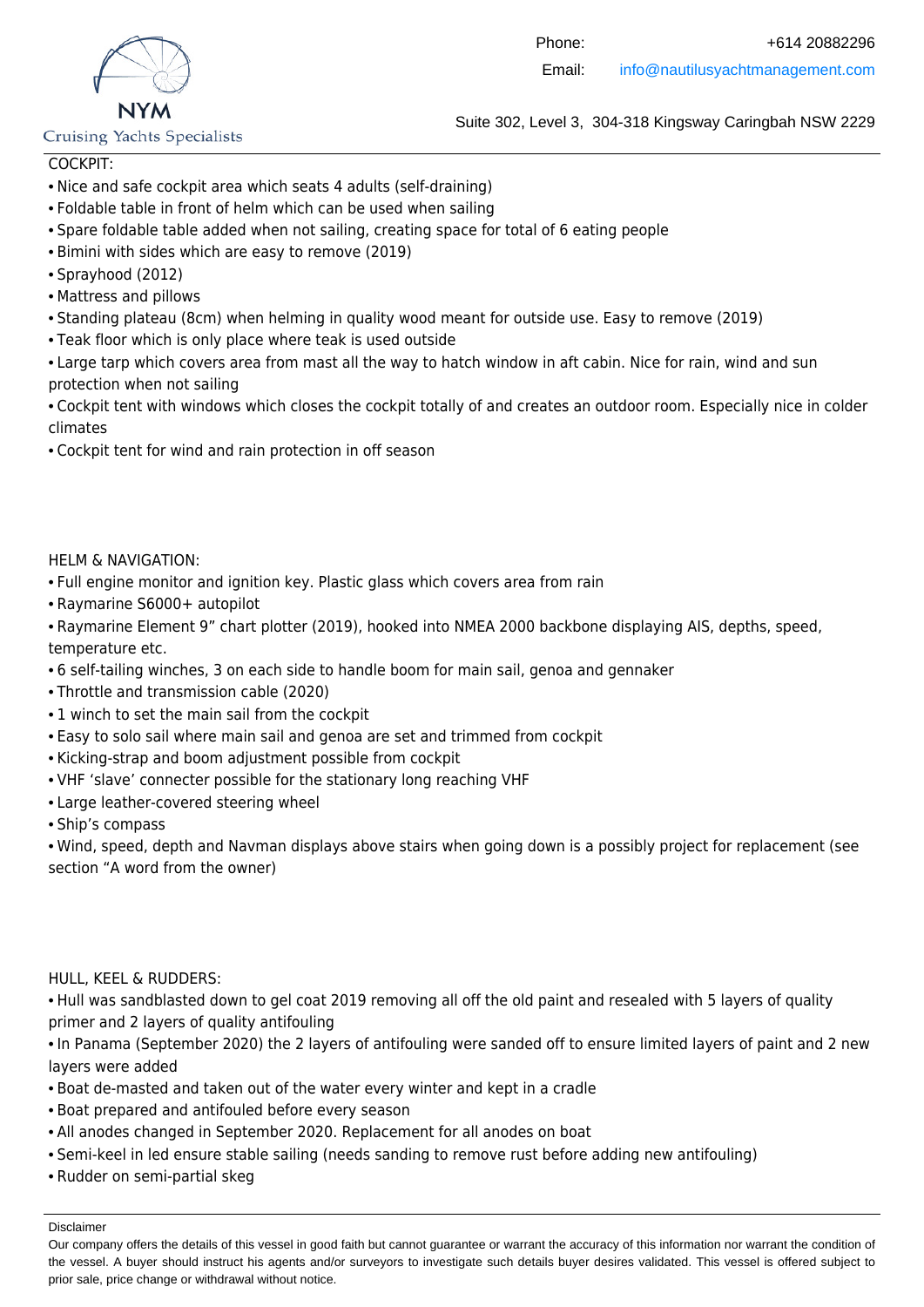COCKPIT:

- Nice and safe cockpit area which seats 4 adults (self-draining)
- Foldable table in front of helm which can be used when sailing
- Spare foldable table added when not sailing, creating space for total of 6 eating people
- Bimini with sides which are easy to remove (2019)
- Sprayhood (2012)
- Mattress and pillows
- Standing plateau (8cm) when helming in quality wood meant for outside use. Easy to remove (2019)
- Teak floor which is only place where teak is used outside
- Large tarp which covers area from mast all the way to hatch window in aft cabin. Nice for rain, wind and sun protection when not sailing
- Cockpit tent with windows which closes the cockpit totally of and creates an outdoor room. Especially nice in colder climates
- Cockpit tent for wind and rain protection in off season

HELM & NAVIGATION:

- Full engine monitor and ignition key. Plastic glass which covers area from rain
- Raymarine S6000+ autopilot
- Raymarine Element 9" chart plotter (2019), hooked into NMEA 2000 backbone displaying AIS, depths, speed, temperature etc.
- 6 self-tailing winches, 3 on each side to handle boom for main sail, genoa and gennaker
- Throttle and transmission cable (2020)
- 1 winch to set the main sail from the cockpit
- Easy to solo sail where main sail and genoa are set and trimmed from cockpit
- Kicking-strap and boom adjustment possible from cockpit
- VHF 'slave' connecter possible for the stationary long reaching VHF
- Large leather-covered steering wheel
- Ship's compass
- Wind, speed, depth and Navman displays above stairs when going down is a possibly project for replacement (see section "A word from the owner)

HULL, KEEL & RUDDERS:

- Hull was sandblasted down to gel coat 2019 removing all off the old paint and resealed with 5 layers of quality primer and 2 layers of quality antifouling
- In Panama (September 2020) the 2 layers of antifouling were sanded off to ensure limited layers of paint and 2 new layers were added
- Boat de-masted and taken out of the water every winter and kept in a cradle
- Boat prepared and antifouled before every season
- All anodes changed in September 2020. Replacement for all anodes on boat
- Semi-keel in led ensure stable sailing (needs sanding to remove rust before adding new antifouling)
- Rudder on semi-partial skeg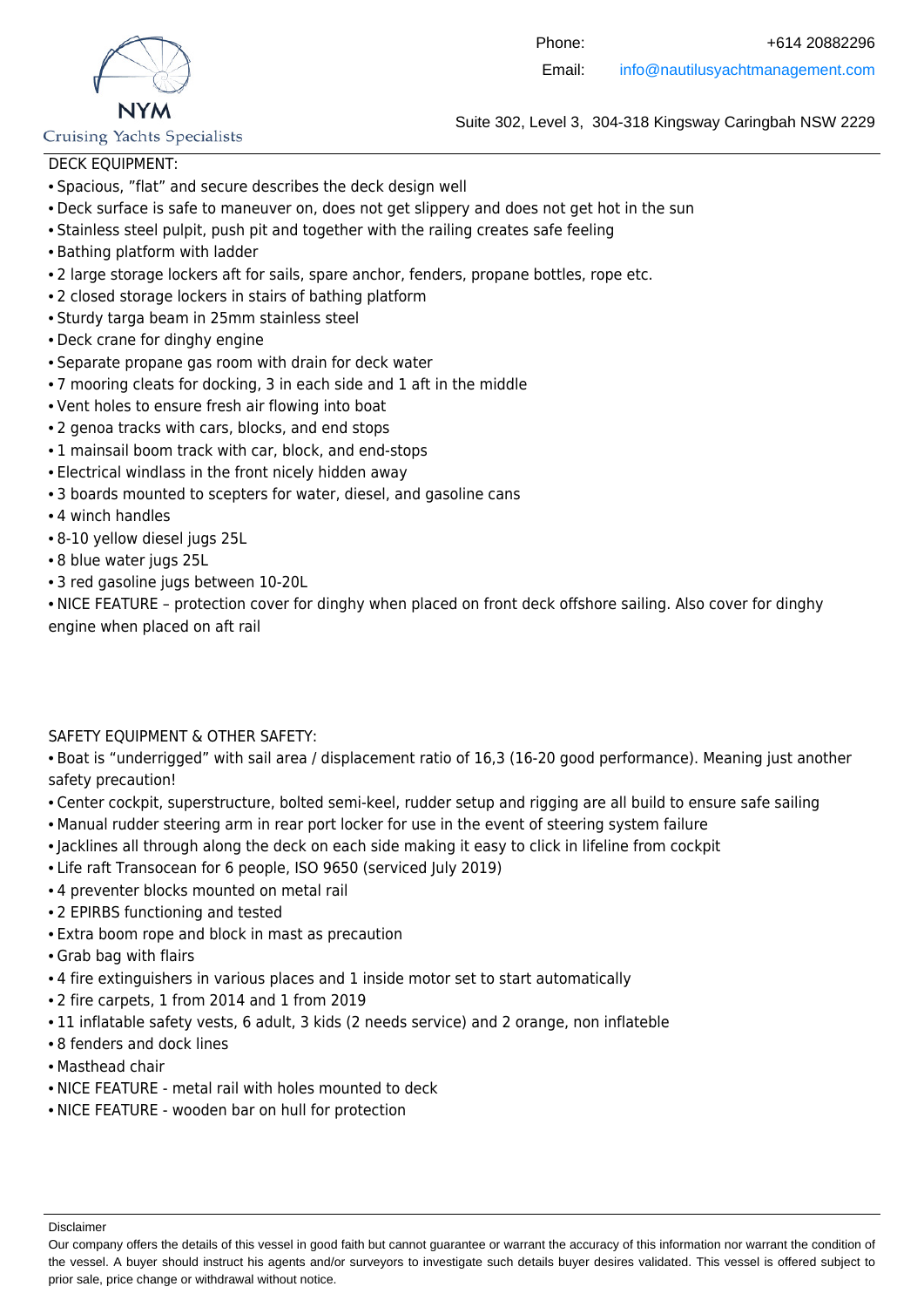DECK EQUIPMENT:

- Spacious, ”flat” and secure describes the deck design well
- Deck surface is safe to maneuver on, does not get slippery and does not get hot in the sun
- Stainless steel pulpit, push pit and together with the railing creates safe feeling
- Bathing platform with ladder
- 2 large storage lockers aft for sails, spare anchor, fenders, propane bottles, rope etc.
- 2 closed storage lockers in stairs of bathing platform
- Sturdy targa beam in 25mm stainless steel
- Deck crane for dinghy engine
- Separate propane gas room with drain for deck water
- 7 mooring cleats for docking, 3 in each side and 1 aft in the middle
- Vent holes to ensure fresh air flowing into boat
- 2 genoa tracks with cars, blocks, and end stops
- 1 mainsail boom track with car, block, and end-stops
- Electrical windlass in the front nicely hidden away
- 3 boards mounted to scepters for water, diesel, and gasoline cans
- 4 winch handles
- 8-10 yellow diesel jugs 25L
- 8 blue water jugs 25L
- 3 red gasoline jugs between 10-20L
- NICE FEATURE – protection cover for dinghy when placed on front deck offshore sailing. Also cover for dinghy engine when placed on aft rail

SAFETY EQUIPMENT & OTHER SAFETY:

- Boat is “underrigged” with sail area / displacement ratio of 16,3 (16-20 good performance). Meaning just another safety precaution!
- Center cockpit, superstructure, bolted semi-keel, rudder setup and rigging are all build to ensure safe sailing
- Manual rudder steering arm in rear port locker for use in the event of steering system failure
- Jacklines all through along the deck on each side making it easy to click in lifeline from cockpit
- Life raft Transocean for 6 people, ISO 9650 (serviced July 2019)
- 4 preventer blocks mounted on metal rail
- 2 EPIRBS functioning and tested
- Extra boom rope and block in mast as precaution
- Grab bag with flairs
- 4 fire extinguishers in various places and 1 inside motor set to start automatically
- 2 fire carpets, 1 from 2014 and 1 from 2019
- 11 inflatable safety vests, 6 adult, 3 kids (2 needs service) and 2 orange, non inflateble
- 8 fenders and dock lines
- Masthead chair
- NICE FEATURE - metal rail with holes mounted to deck
- NICE FEATURE - wooden bar on hull for protection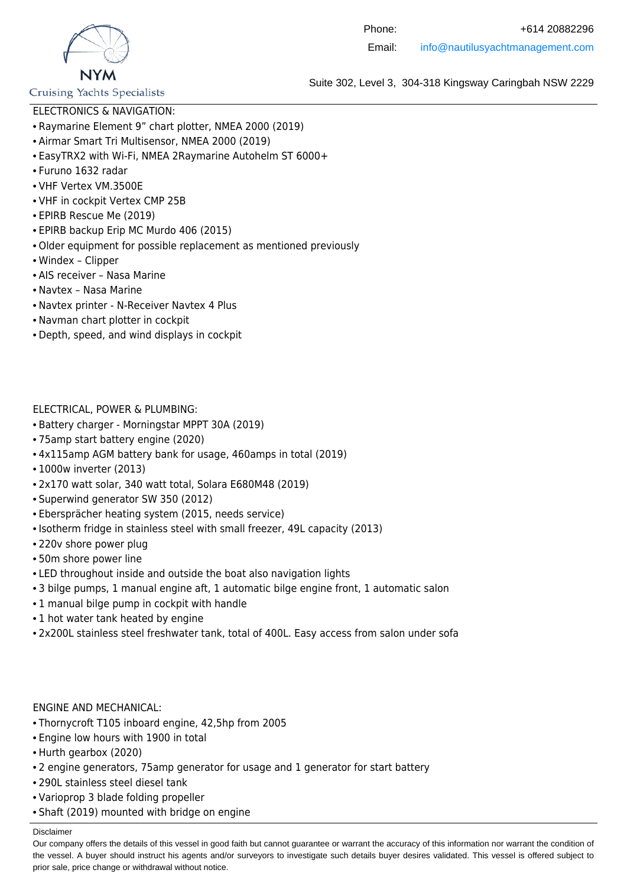ELECTRONICS & NAVIGATION:

- Raymarine Element 9" chart plotter, NMEA 2000 (2019)
- Airmar Smart Tri Multisensor, NMEA 2000 (2019)
- EasyTRX2 with Wi-Fi, NMEA 2Raymarine Autohelm ST 6000+
- Furuno 1632 radar
- VHF Vertex VM.3500E
- VHF in cockpit Vertex CMP 25B
- EPIRB Rescue Me (2019)
- EPIRB backup Erip MC Murdo 406 (2015)
- Older equipment for possible replacement as mentioned previously
- Windex – Clipper
- AIS receiver – Nasa Marine
- Navtex – Nasa Marine
- Navtex printer - N-Receiver Navtex 4 Plus
- Navman chart plotter in cockpit
- Depth, speed, and wind displays in cockpit

ELECTRICAL, POWER & PLUMBING:

- Battery charger - Morningstar MPPT 30A (2019)
- 75amp start battery engine (2020)
- 4x115amp AGM battery bank for usage, 460amps in total (2019)
- 1000w inverter (2013)
- 2x170 watt solar, 340 watt total, Solara E680M48 (2019)
- Superwind generator SW 350 (2012)
- Ebersprächer heating system (2015, needs service)
- Isotherm fridge in stainless steel with small freezer, 49L capacity (2013)
- 220v shore power plug
- 50m shore power line
- LED throughout inside and outside the boat also navigation lights
- 3 bilge pumps, 1 manual engine aft, 1 automatic bilge engine front, 1 automatic salon
- 1 manual bilge pump in cockpit with handle
- 1 hot water tank heated by engine
- 2x200L stainless steel freshwater tank, total of 400L. Easy access from salon under sofa

ENGINE AND MECHANICAL:

- Thornycroft T105 inboard engine, 42,5hp from 2005
- Engine low hours with 1900 in total
- Hurth gearbox (2020)
- 2 engine generators, 75amp generator for usage and 1 generator for start battery
- 290L stainless steel diesel tank
- Varioprop 3 blade folding propeller
- Shaft (2019) mounted with bridge on engine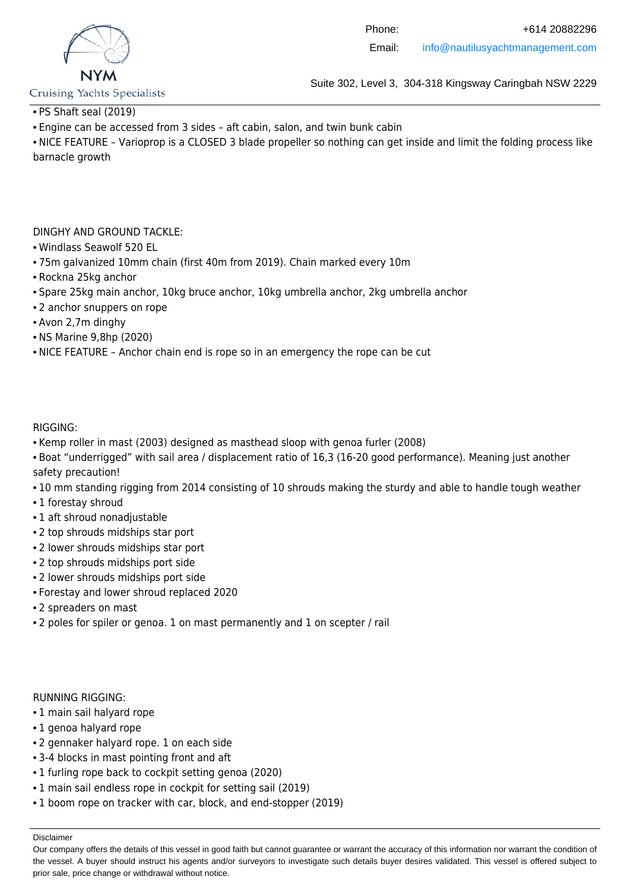- PS Shaft seal (2019)
- Engine can be accessed from 3 sides – aft cabin, salon, and twin bunk cabin
- NICE FEATURE – Varioprop is a CLOSED 3 blade propeller so nothing can get inside and limit the folding process like barnacle growth

DINGHY AND GROUND TACKLE:

- Windlass Seawolf 520 EL
- 75m galvanized 10mm chain (first 40m from 2019). Chain marked every 10m
- Rockna 25kg anchor
- Spare 25kg main anchor, 10kg bruce anchor, 10kg umbrella anchor, 2kg umbrella anchor
- 2 anchor snuppers on rope
- Avon 2,7m dinghy
- NS Marine 9,8hp (2020)
- NICE FEATURE – Anchor chain end is rope so in an emergency the rope can be cut

RIGGING:

- Kemp roller in mast (2003) designed as masthead sloop with genoa furler (2008)
- Boat "underrigged" with sail area / displacement ratio of 16,3 (16-20 good performance). Meaning just another safety precaution!
- 10 mm standing rigging from 2014 consisting of 10 shrouds making the sturdy and able to handle tough weather
- 1 forestay shroud
- 1 aft shroud nonadjustable
- 2 top shrouds midships star port
- 2 lower shrouds midships star port
- 2 top shrouds midships port side
- 2 lower shrouds midships port side
- Forestay and lower shroud replaced 2020
- 2 spreaders on mast
- 2 poles for spiler or genoa. 1 on mast permanently and 1 on scepter / rail

RUNNING RIGGING:

- 1 main sail halyard rope
- 1 genoa halyard rope
- 2 gennaker halyard rope. 1 on each side
- 3-4 blocks in mast pointing front and aft
- 1 furling rope back to cockpit setting genoa (2020)
- 1 main sail endless rope in cockpit for setting sail (2019)
- 1 boom rope on tracker with car, block, and end-stopper (2019)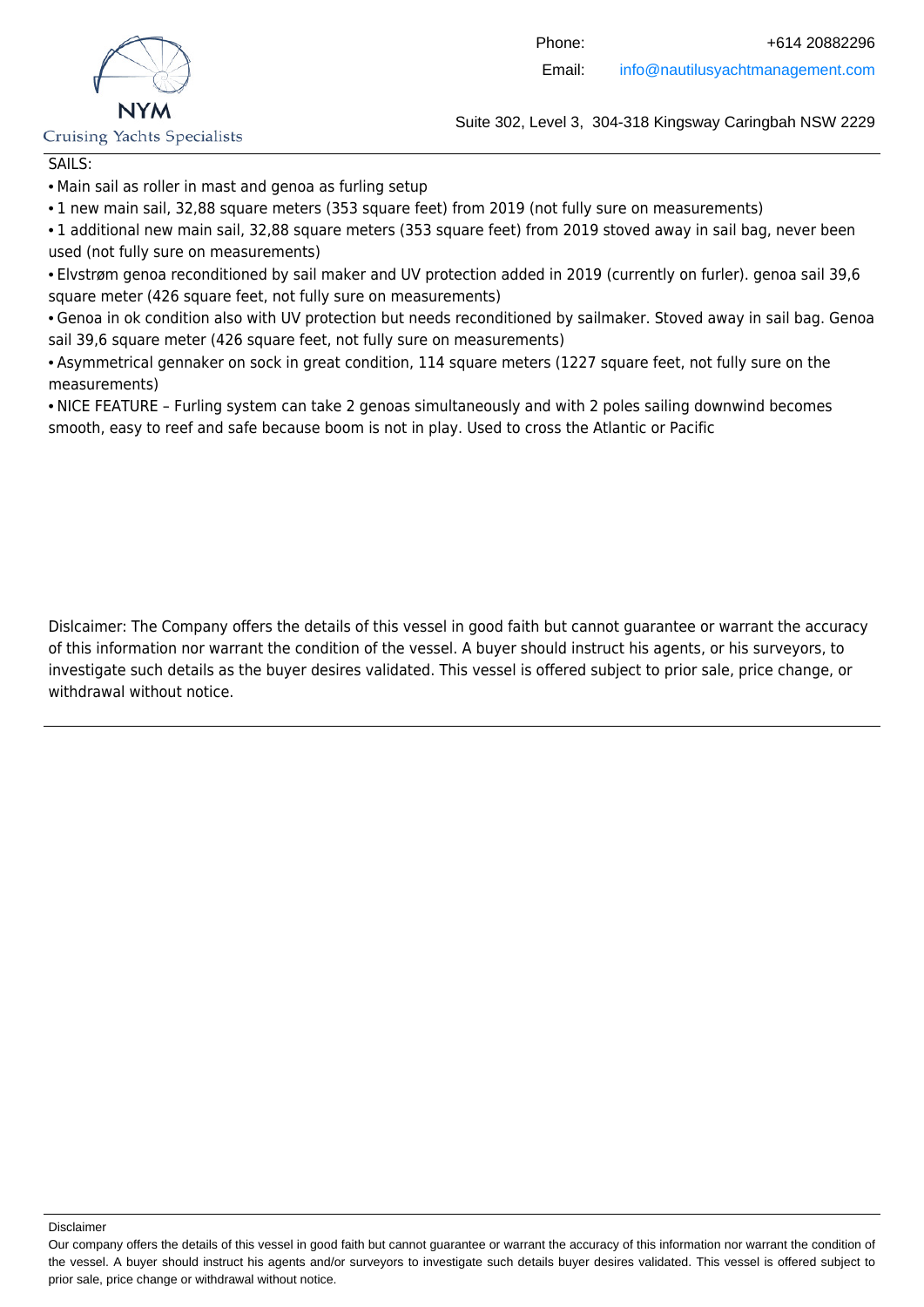SAILS:

- Main sail as roller in mast and genoa as furling setup
- 1 new main sail, 32,88 square meters (353 square feet) from 2019 (not fully sure on measurements)
- 1 additional new main sail, 32,88 square meters (353 square feet) from 2019 stoved away in sail bag, never been used (not fully sure on measurements)
- Elvstrøm genoa reconditioned by sail maker and UV protection added in 2019 (currently on furler). genoa sail 39,6 square meter (426 square feet, not fully sure on measurements)
- Genoa in ok condition also with UV protection but needs reconditioned by sailmaker. Stoved away in sail bag. Genoa sail 39,6 square meter (426 square feet, not fully sure on measurements)
- Asymmetrical gennaker on sock in great condition, 114 square meters (1227 square feet, not fully sure on the measurements)
- NICE FEATURE – Furling system can take 2 genoas simultaneously and with 2 poles sailing downwind becomes smooth, easy to reef and safe because boom is not in play. Used to cross the Atlantic or Pacific

Dislcaimer: The Company offers the details of this vessel in good faith but cannot guarantee or warrant the accuracy of this information nor warrant the condition of the vessel. A buyer should instruct his agents, or his surveyors, to investigate such details as the buyer desires validated. This vessel is offered subject to prior sale, price change, or withdrawal without notice.